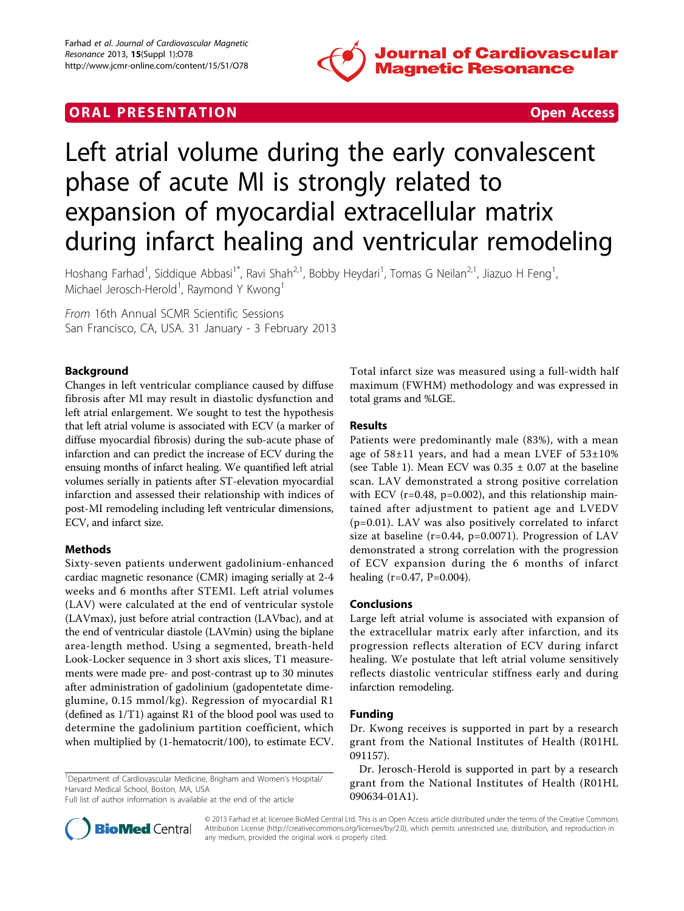## ORAL PRESENTATION

Open Access

# Left atrial volume during the early convalescent phase of acute MI is strongly related to expansion of myocardial extracellular matrix during infarct healing and ventricular remodeling

Hoshang Farhad[1], Siddique Abbasi[1*], Ravi Shah[2,1], Bobby Heydari[1], Tomas G Neilan[2,1], Jiazuo H Feng[1], Michael Jerosch-Herold[1], Raymond Y Kwong[1]

*From* 16th Annual SCMR Scientific Sessions
San Francisco, CA, USA. 31 January - 3 February 2013

## Background

Changes in left ventricular compliance caused by diffuse fibrosis after MI may result in diastolic dysfunction and left atrial enlargement. We sought to test the hypothesis that left atrial volume is associated with ECV (a marker of diffuse myocardial fibrosis) during the sub-acute phase of infarction and can predict the increase of ECV during the ensuing months of infarct healing. We quantified left atrial volumes serially in patients after ST-elevation myocardial infarction and assessed their relationship with indices of post-MI remodeling including left ventricular dimensions, ECV, and infarct size.

## Methods

Sixty-seven patients underwent gadolinium-enhanced cardiac magnetic resonance (CMR) imaging serially at 2-4 weeks and 6 months after STEMI. Left atrial volumes (LAV) were calculated at the end of ventricular systole (LAVmax), just before atrial contraction (LAVbac), and at the end of ventricular diastole (LAVmin) using the biplane area-length method. Using a segmented, breath-held Look-Locker sequence in 3 short axis slices, T1 measurements were made pre- and post-contrast up to 30 minutes after administration of gadolinium (gadopentetate dimeglumine, 0.15 mmol/kg). Regression of myocardial R1 (defined as 1/T1) against R1 of the blood pool was used to determine the gadolinium partition coefficient, which when multiplied by (1-hematocrit/100), to estimate ECV. Total infarct size was measured using a full-width half maximum (FWHM) methodology and was expressed in total grams and %LGE.

## Results

Patients were predominantly male (83%), with a mean age of 58±11 years, and had a mean LVEF of 53±10% (see Table 1). Mean ECV was 0.35 ± 0.07 at the baseline scan. LAV demonstrated a strong positive correlation with ECV (r=0.48, p=0.002), and this relationship maintained after adjustment to patient age and LVEDV (p=0.01). LAV was also positively correlated to infarct size at baseline (r=0.44, p=0.0071). Progression of LAV demonstrated a strong correlation with the progression of ECV expansion during the 6 months of infarct healing (r=0.47, P=0.004).

## Conclusions

Large left atrial volume is associated with expansion of the extracellular matrix early after infarction, and its progression reflects alteration of ECV during infarct healing. We postulate that left atrial volume sensitively reflects diastolic ventricular stiffness early and during infarction remodeling.

## Funding

Dr. Kwong receives is supported in part by a research grant from the National Institutes of Health (R01HL 091157).

Dr. Jerosch-Herold is supported in part by a research grant from the National Institutes of Health (R01HL 090634-01A1).

[1]Department of Cardiovascular Medicine, Brigham and Women's Hospital/ Harvard Medical School, Boston, MA, USA
Full list of author information is available at the end of the article

© 2013 Farhad et al; licensee BioMed Central Ltd. This is an Open Access article distributed under the terms of the Creative Commons Attribution License (http://creativecommons.org/licenses/by/2.0), which permits unrestricted use, distribution, and reproduction in any medium, provided the original work is properly cited.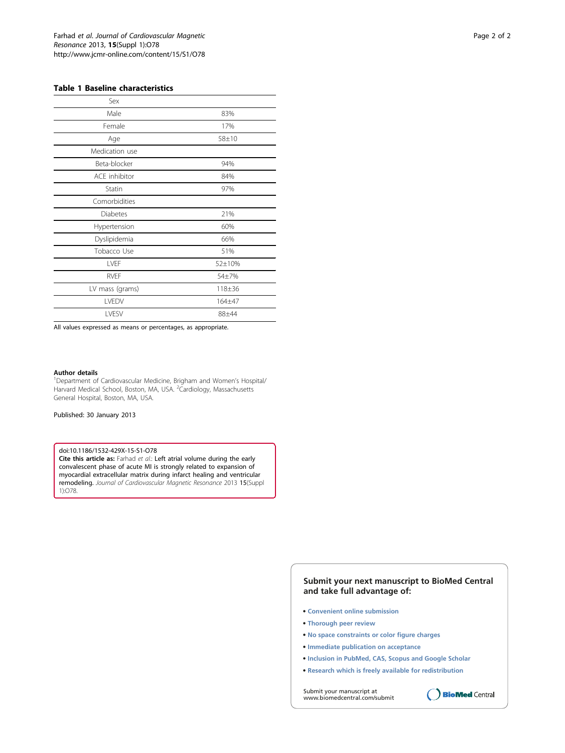**Table 1 Baseline characteristics**

| | |
|---|---|
| Sex | |
| Male | 83% |
| Female | 17% |
| Age | 58±10 |
| Medication use | |
| Beta-blocker | 94% |
| ACE inhibitor | 84% |
| Statin | 97% |
| Comorbidities | |
| Diabetes | 21% |
| Hypertension | 60% |
| Dyslipidemia | 66% |
| Tobacco Use | 51% |
| LVEF | 52±10% |
| RVEF | 54±7% |
| LV mass (grams) | 118±36 |
| LVEDV | 164±47 |
| LVESV | 88±44 |

All values expressed as means or percentages, as appropriate.

**Author details**

[1]Department of Cardiovascular Medicine, Brigham and Women's Hospital/ Harvard Medical School, Boston, MA, USA. [2]Cardiology, Massachusetts General Hospital, Boston, MA, USA.

Published: 30 January 2013

doi:10.1186/1532-429X-15-S1-O78

**Cite this article as:** Farhad *et al.*: Left atrial volume during the early convalescent phase of acute MI is strongly related to expansion of myocardial extracellular matrix during infarct healing and ventricular remodeling. *Journal of Cardiovascular Magnetic Resonance* 2013 **15**(Suppl 1):O78.

**Submit your next manuscript to BioMed Central and take full advantage of:**

- **Convenient online submission**
- **Thorough peer review**
- **No space constraints or color figure charges**
- **Immediate publication on acceptance**
- **Inclusion in PubMed, CAS, Scopus and Google Scholar**
- **Research which is freely available for redistribution**

Submit your manuscript at www.biomedcentral.com/submit

BioMed Central